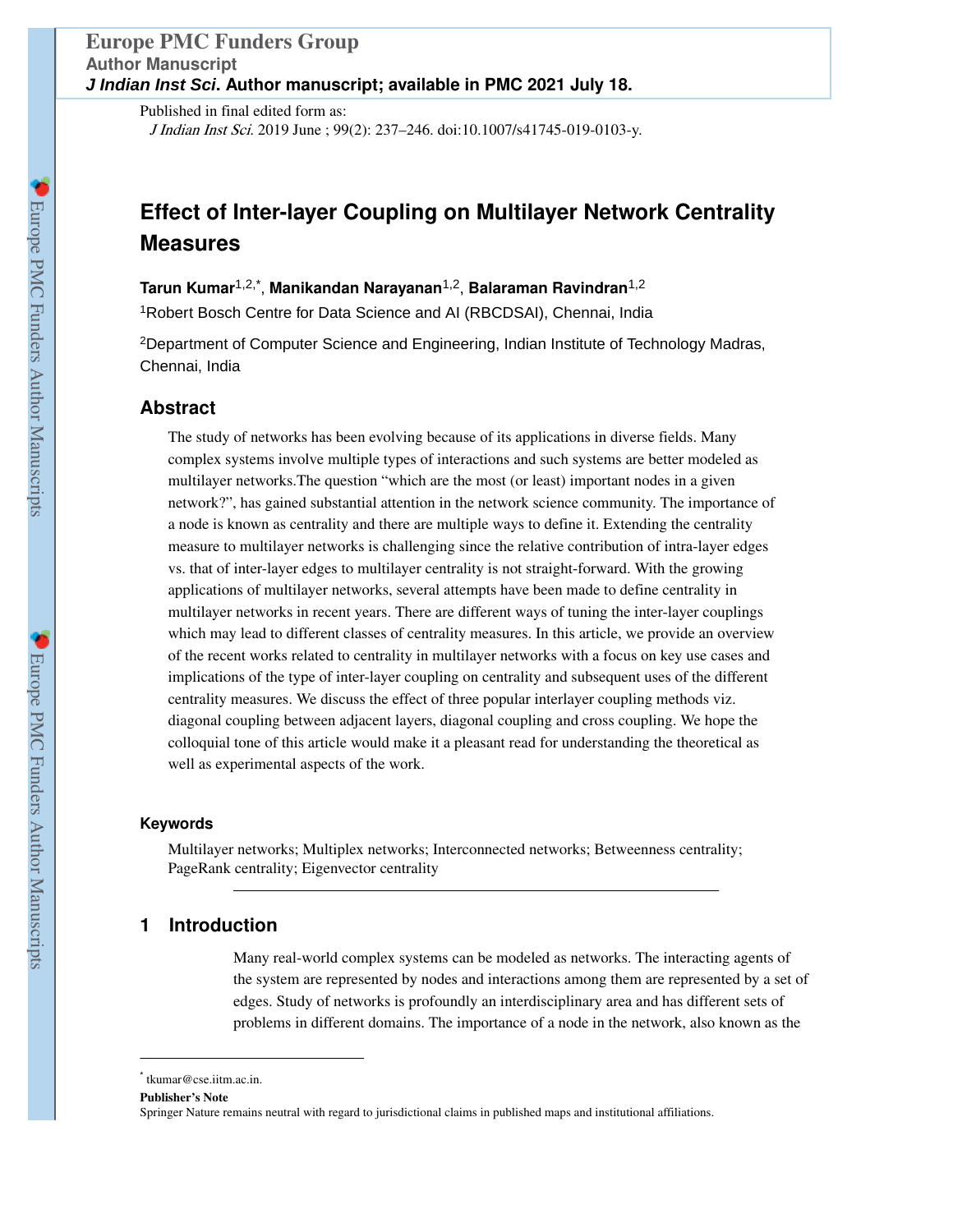Published in final edited form as:

*J Indian Inst Sci*. 2019 June ; 99(2): 237–246. doi:10.1007/s41745-019-0103-y.

# Effect of Inter-layer Coupling on Multilayer Network Centrality Measures

**Tarun Kumar**[1,2,*], **Manikandan Narayanan**[1,2], **Balaraman Ravindran**[1,2]

[1]Robert Bosch Centre for Data Science and AI (RBCDSAI), Chennai, India

[2]Department of Computer Science and Engineering, Indian Institute of Technology Madras, Chennai, India

## Abstract

The study of networks has been evolving because of its applications in diverse fields. Many complex systems involve multiple types of interactions and such systems are better modeled as multilayer networks.The question "which are the most (or least) important nodes in a given network?", has gained substantial attention in the network science community. The importance of a node is known as centrality and there are multiple ways to define it. Extending the centrality measure to multilayer networks is challenging since the relative contribution of intra-layer edges vs. that of inter-layer edges to multilayer centrality is not straight-forward. With the growing applications of multilayer networks, several attempts have been made to define centrality in multilayer networks in recent years. There are different ways of tuning the inter-layer couplings which may lead to different classes of centrality measures. In this article, we provide an overview of the recent works related to centrality in multilayer networks with a focus on key use cases and implications of the type of inter-layer coupling on centrality and subsequent uses of the different centrality measures. We discuss the effect of three popular interlayer coupling methods viz. diagonal coupling between adjacent layers, diagonal coupling and cross coupling. We hope the colloquial tone of this article would make it a pleasant read for understanding the theoretical as well as experimental aspects of the work.

### Keywords

Multilayer networks; Multiplex networks; Interconnected networks; Betweenness centrality; PageRank centrality; Eigenvector centrality

## 1 Introduction

Many real-world complex systems can be modeled as networks. The interacting agents of the system are represented by nodes and interactions among them are represented by a set of edges. Study of networks is profoundly an interdisciplinary area and has different sets of problems in different domains. The importance of a node in the network, also known as the

---

[*] tkumar@cse.iitm.ac.in.

**Publisher's Note**

Springer Nature remains neutral with regard to jurisdictional claims in published maps and institutional affiliations.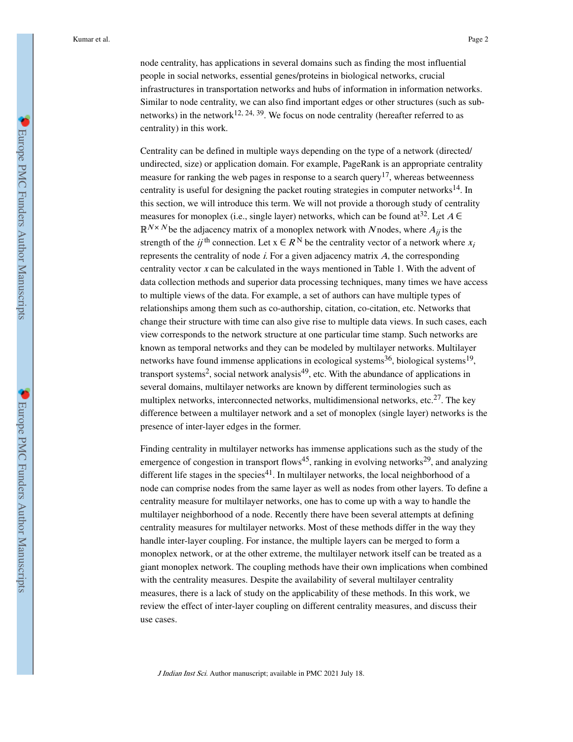node centrality, has applications in several domains such as finding the most influential people in social networks, essential genes/proteins in biological networks, crucial infrastructures in transportation networks and hubs of information in information networks. Similar to node centrality, we can also find important edges or other structures (such as sub-networks) in the network[12, 24, 39]. We focus on node centrality (hereafter referred to as centrality) in this work.

Centrality can be defined in multiple ways depending on the type of a network (directed/undirected, size) or application domain. For example, PageRank is an appropriate centrality measure for ranking the web pages in response to a search query[17], whereas betweenness centrality is useful for designing the packet routing strategies in computer networks[14]. In this section, we will introduce this term. We will not provide a thorough study of centrality measures for monoplex (i.e., single layer) networks, which can be found at[32]. Let $A \in \mathbb{R}^{N \times N}$ be the adjacency matrix of a monoplex network with $N$ nodes, where $A_{ij}$ is the strength of the $ij^{\text{th}}$ connection. Let $x \in R^N$ be the centrality vector of a network where $x_i$ represents the centrality of node $i$. For a given adjacency matrix $A$, the corresponding centrality vector $x$ can be calculated in the ways mentioned in Table 1. With the advent of data collection methods and superior data processing techniques, many times we have access to multiple views of the data. For example, a set of authors can have multiple types of relationships among them such as co-authorship, citation, co-citation, etc. Networks that change their structure with time can also give rise to multiple data views. In such cases, each view corresponds to the network structure at one particular time stamp. Such networks are known as temporal networks and they can be modeled by multilayer networks. Multilayer networks have found immense applications in ecological systems[36], biological systems[19], transport systems[2], social network analysis[49], etc. With the abundance of applications in several domains, multilayer networks are known by different terminologies such as multiplex networks, interconnected networks, multidimensional networks, etc.[27]. The key difference between a multilayer network and a set of monoplex (single layer) networks is the presence of inter-layer edges in the former.

Finding centrality in multilayer networks has immense applications such as the study of the emergence of congestion in transport flows[45], ranking in evolving networks[29], and analyzing different life stages in the species[41]. In multilayer networks, the local neighborhood of a node can comprise nodes from the same layer as well as nodes from other layers. To define a centrality measure for multilayer networks, one has to come up with a way to handle the multilayer neighborhood of a node. Recently there have been several attempts at defining centrality measures for multilayer networks. Most of these methods differ in the way they handle inter-layer coupling. For instance, the multiple layers can be merged to form a monoplex network, or at the other extreme, the multilayer network itself can be treated as a giant monoplex network. The coupling methods have their own implications when combined with the centrality measures. Despite the availability of several multilayer centrality measures, there is a lack of study on the applicability of these methods. In this work, we review the effect of inter-layer coupling on different centrality measures, and discuss their use cases.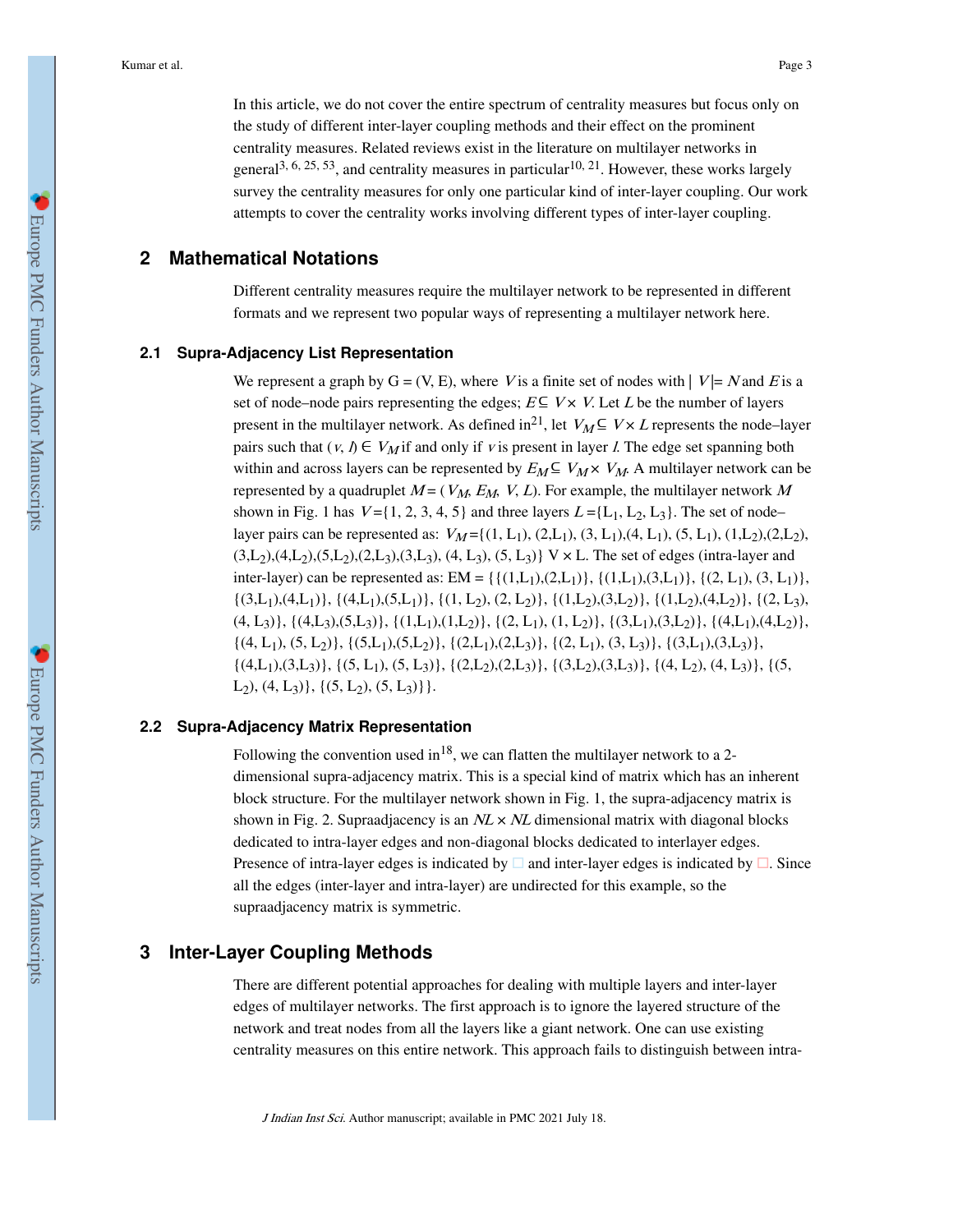In this article, we do not cover the entire spectrum of centrality measures but focus only on the study of different inter-layer coupling methods and their effect on the prominent centrality measures. Related reviews exist in the literature on multilayer networks in general[3, 6, 25, 53], and centrality measures in particular[10, 21]. However, these works largely survey the centrality measures for only one particular kind of inter-layer coupling. Our work attempts to cover the centrality works involving different types of inter-layer coupling.

## 2 Mathematical Notations

Different centrality measures require the multilayer network to be represented in different formats and we represent two popular ways of representing a multilayer network here.

### 2.1 Supra-Adjacency List Representation

We represent a graph by G = (V, E), where $V$ is a finite set of nodes with $|V| = N$ and $E$ is a set of node–node pairs representing the edges; $E \subseteq V \times V$. Let $L$ be the number of layers present in the multilayer network. As defined in[21], let $V_M \subseteq V \times L$ represents the node–layer pairs such that $(v, l) \in V_M$ if and only if $v$ is present in layer $l$. The edge set spanning both within and across layers can be represented by $E_M \subseteq V_M \times V_M$. A multilayer network can be represented by a quadruplet $M = (V_M, E_M, V, L)$. For example, the multilayer network $M$ shown in Fig. 1 has $V = \{1, 2, 3, 4, 5\}$ and three layers $L = \{L_1, L_2, L_3\}$. The set of node–layer pairs can be represented as: $V_M = \{(1, L_1), (2,L_1), (3, L_1),(4, L_1), (5, L_1), (1,L_2),(2,L_2), (3,L_2),(4,L_2),(5,L_2),(2,L_3),(3,L_3), (4, L_3), (5, L_3)\}$ V × L. The set of edges (intra-layer and inter-layer) can be represented as: EM = $\{\{(1,L_1),(2,L_1)\}, \{(1,L_1),(3,L_1)\}, \{(2, L_1), (3, L_1)\}, \{(3,L_1),(4,L_1)\}, \{(4,L_1),(5,L_1)\}, \{(1, L_2), (2, L_2)\}, \{(1,L_2),(3,L_2)\}, \{(1,L_2),(4,L_2)\}, \{(2, L_3), (4, L_3)\}, \{(4,L_3),(5,L_3)\}, \{(1,L_1),(1,L_2)\}, \{(2, L_1), (1, L_2)\}, \{(3,L_1),(3,L_2)\}, \{(4,L_1),(4,L_2)\}, \{(4, L_1), (5, L_2)\}, \{(5,L_1),(5,L_2)\}, \{(2,L_1),(2,L_3)\}, \{(2, L_1), (3, L_3)\}, \{(3,L_1),(3,L_3)\}, \{(4,L_1),(3,L_3)\}, \{(5, L_1), (5, L_3)\}, \{(2,L_2),(2,L_3)\}, \{(3,L_2),(3,L_3)\}, \{(4, L_2), (4, L_3)\}, \{(5, L_2), (4, L_3)\}, \{(5, L_2), (5, L_3)\}\}$.

### 2.2 Supra-Adjacency Matrix Representation

Following the convention used in[18], we can flatten the multilayer network to a 2-dimensional supra-adjacency matrix. This is a special kind of matrix which has an inherent block structure. For the multilayer network shown in Fig. 1, the supra-adjacency matrix is shown in Fig. 2. Supraadjacency is an $NL \times NL$ dimensional matrix with diagonal blocks dedicated to intra-layer edges and non-diagonal blocks dedicated to interlayer edges. Presence of intra-layer edges is indicated by □ and inter-layer edges is indicated by □. Since all the edges (inter-layer and intra-layer) are undirected for this example, so the supraadjacency matrix is symmetric.

## 3 Inter-Layer Coupling Methods

There are different potential approaches for dealing with multiple layers and inter-layer edges of multilayer networks. The first approach is to ignore the layered structure of the network and treat nodes from all the layers like a giant network. One can use existing centrality measures on this entire network. This approach fails to distinguish between intra-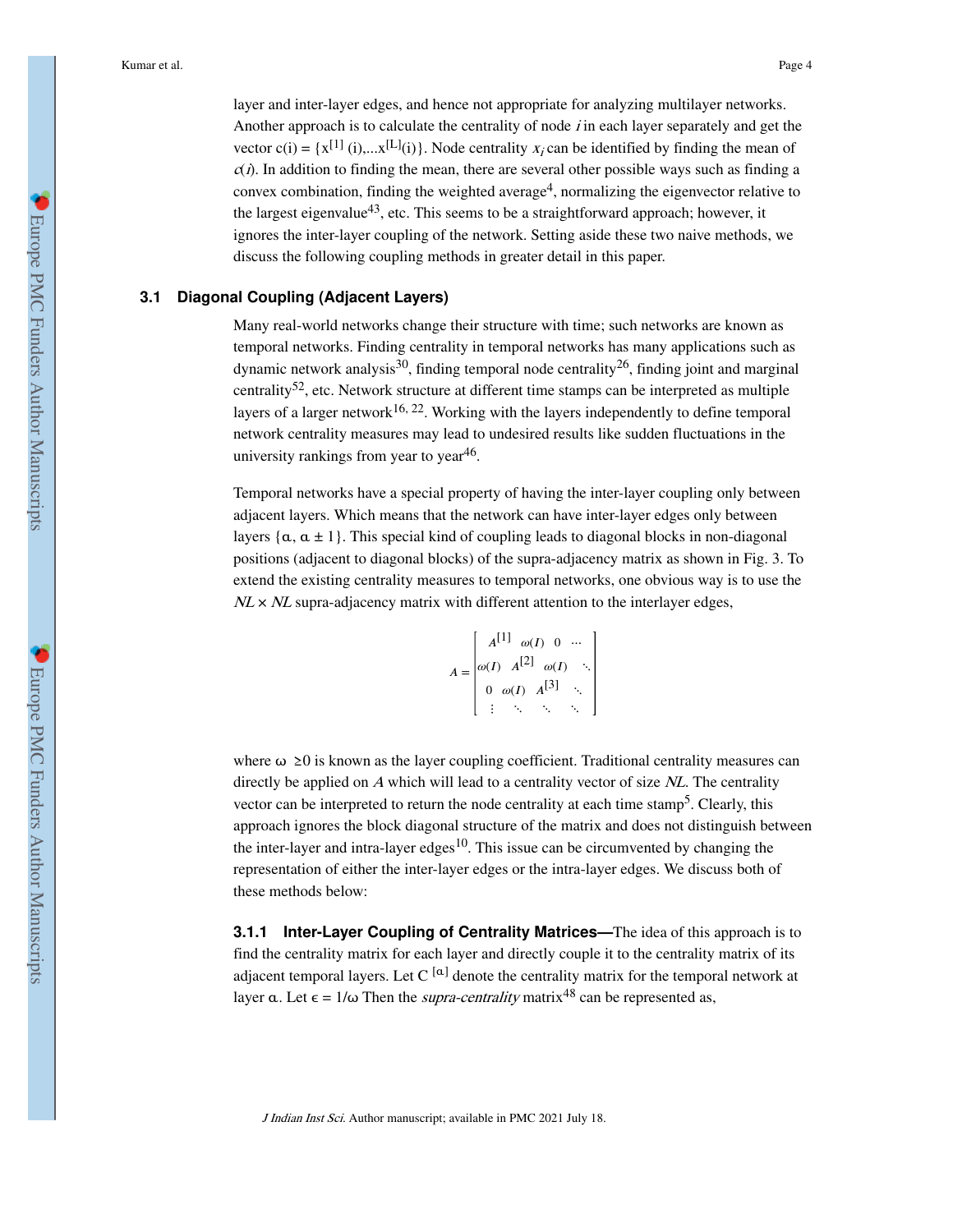layer and inter-layer edges, and hence not appropriate for analyzing multilayer networks. Another approach is to calculate the centrality of node $i$ in each layer separately and get the vector $c(i) = \{x^{[1]}(i),...x^{[L]}(i)\}$. Node centrality $x_i$ can be identified by finding the mean of $c(i)$. In addition to finding the mean, there are several other possible ways such as finding a convex combination, finding the weighted average[4], normalizing the eigenvector relative to the largest eigenvalue[43], etc. This seems to be a straightforward approach; however, it ignores the inter-layer coupling of the network. Setting aside these two naive methods, we discuss the following coupling methods in greater detail in this paper.

### 3.1 Diagonal Coupling (Adjacent Layers)

Many real-world networks change their structure with time; such networks are known as temporal networks. Finding centrality in temporal networks has many applications such as dynamic network analysis[30], finding temporal node centrality[26], finding joint and marginal centrality[52], etc. Network structure at different time stamps can be interpreted as multiple layers of a larger network[16, 22]. Working with the layers independently to define temporal network centrality measures may lead to undesired results like sudden fluctuations in the university rankings from year to year[46].

Temporal networks have a special property of having the inter-layer coupling only between adjacent layers. Which means that the network can have inter-layer edges only between layers $\{\alpha, \alpha \pm 1\}$. This special kind of coupling leads to diagonal blocks in non-diagonal positions (adjacent to diagonal blocks) of the supra-adjacency matrix as shown in Fig. 3. To extend the existing centrality measures to temporal networks, one obvious way is to use the $NL \times NL$ supra-adjacency matrix with different attention to the interlayer edges,

$$A = \begin{bmatrix} A^{[1]} & \omega(I) & 0 & \cdots \\ \omega(I) & A^{[2]} & \omega(I) & \ddots \\ 0 & \omega(I) & A^{[3]} & \ddots \\ \vdots & \ddots & \ddots & \ddots \end{bmatrix}$$

where $\omega \geq 0$ is known as the layer coupling coefficient. Traditional centrality measures can directly be applied on $A$ which will lead to a centrality vector of size $NL$. The centrality vector can be interpreted to return the node centrality at each time stamp[5]. Clearly, this approach ignores the block diagonal structure of the matrix and does not distinguish between the inter-layer and intra-layer edges[10]. This issue can be circumvented by changing the representation of either the inter-layer edges or the intra-layer edges. We discuss both of these methods below:

#### 3.1.1 Inter-Layer Coupling of Centrality Matrices—

The idea of this approach is to find the centrality matrix for each layer and directly couple it to the centrality matrix of its adjacent temporal layers. Let $C^{[\alpha]}$ denote the centrality matrix for the temporal network at layer $\alpha$. Let $\epsilon = 1/\omega$ Then the *supra-centrality* matrix[48] can be represented as,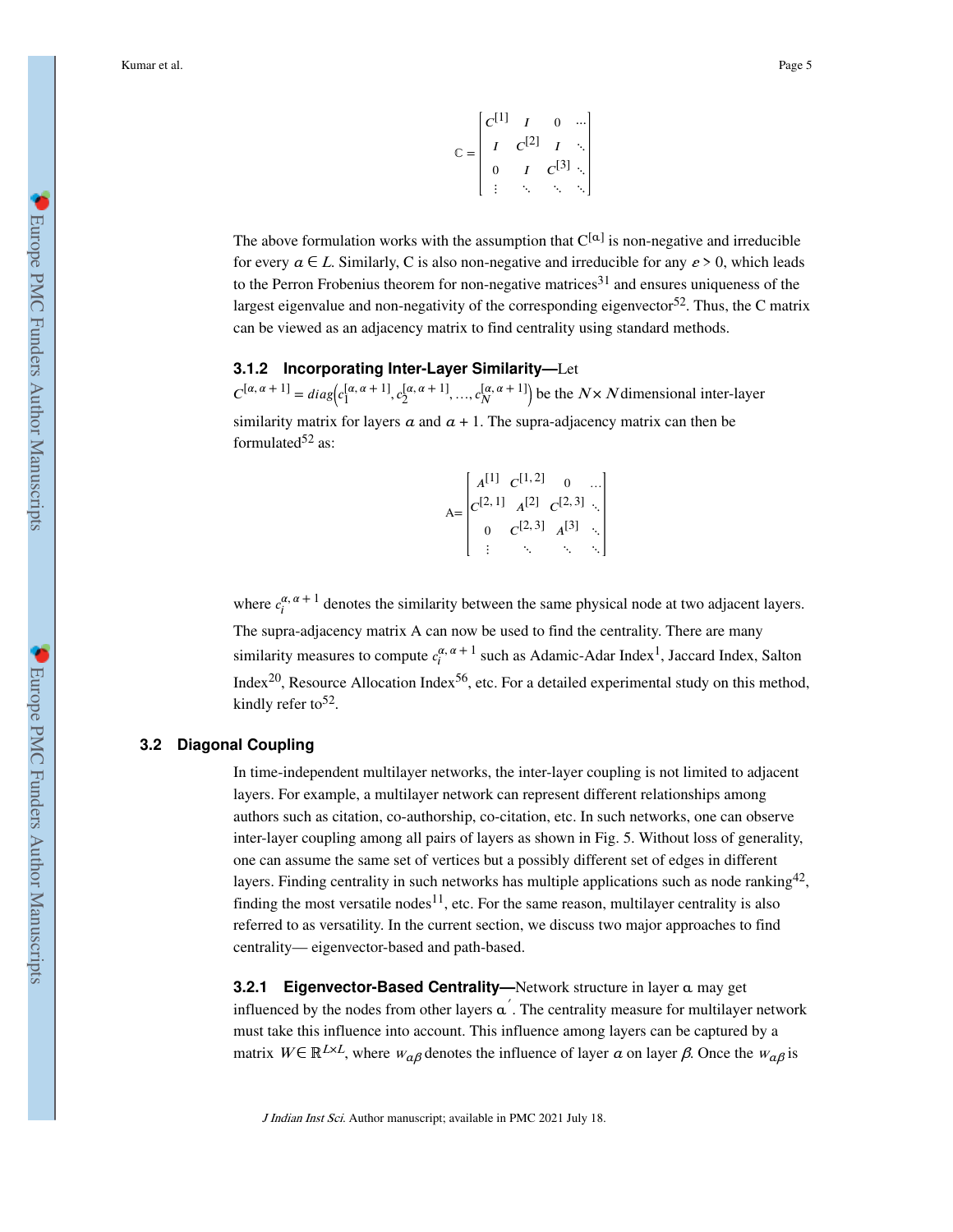$$
\mathbb{C} = \begin{bmatrix} C^{[1]} & I & 0 & \cdots \\ I & C^{[2]} & I & \ddots \\ 0 & I & C^{[3]} & \ddots \\ \vdots & \ddots & \ddots & \ddots \end{bmatrix}
$$

The above formulation works with the assumption that $C^{[\alpha]}$ is non-negative and irreducible for every $\alpha \in L$. Similarly, C is also non-negative and irreducible for any $\varepsilon > 0$, which leads to the Perron Frobenius theorem for non-negative matrices[31] and ensures uniqueness of the largest eigenvalue and non-negativity of the corresponding eigenvector[52]. Thus, the C matrix can be viewed as an adjacency matrix to find centrality using standard methods.

#### 3.1.2 Incorporating Inter-Layer Similarity—

Let $C^{[\alpha, \alpha+1]} = diag\left(c_1^{[\alpha, \alpha+1]}, c_2^{[\alpha, \alpha+1]}, \ldots, c_N^{[\alpha, \alpha+1]}\right)$ be the $N \times N$ dimensional inter-layer similarity matrix for layers $\alpha$ and $\alpha + 1$. The supra-adjacency matrix can then be formulated[52] as:

$$
\mathrm{A} = \begin{bmatrix} A^{[1]} & C^{[1,2]} & 0 & \cdots \\ C^{[2,1]} & A^{[2]} & C^{[2,3]} & \ddots \\ 0 & C^{[2,3]} & A^{[3]} & \ddots \\ \vdots & \ddots & \ddots & \ddots \end{bmatrix}
$$

where $c_i^{\alpha, \alpha+1}$ denotes the similarity between the same physical node at two adjacent layers. The supra-adjacency matrix A can now be used to find the centrality. There are many similarity measures to compute $c_i^{\alpha, \alpha+1}$ such as Adamic-Adar Index[1], Jaccard Index, Salton Index[20], Resource Allocation Index[56], etc. For a detailed experimental study on this method, kindly refer to[52].

### 3.2 Diagonal Coupling

In time-independent multilayer networks, the inter-layer coupling is not limited to adjacent layers. For example, a multilayer network can represent different relationships among authors such as citation, co-authorship, co-citation, etc. In such networks, one can observe inter-layer coupling among all pairs of layers as shown in Fig. 5. Without loss of generality, one can assume the same set of vertices but a possibly different set of edges in different layers. Finding centrality in such networks has multiple applications such as node ranking[42], finding the most versatile nodes[11], etc. For the same reason, multilayer centrality is also referred to as versatility. In the current section, we discuss two major approaches to find centrality— eigenvector-based and path-based.

#### 3.2.1 Eigenvector-Based Centrality—

Network structure in layer $\alpha$ may get influenced by the nodes from other layers $\alpha'$. The centrality measure for multilayer network must take this influence into account. This influence among layers can be captured by a matrix $W \in \mathbb{R}^{L \times L}$, where $w_{\alpha\beta}$ denotes the influence of layer $\alpha$ on layer $\beta$. Once the $w_{\alpha\beta}$ is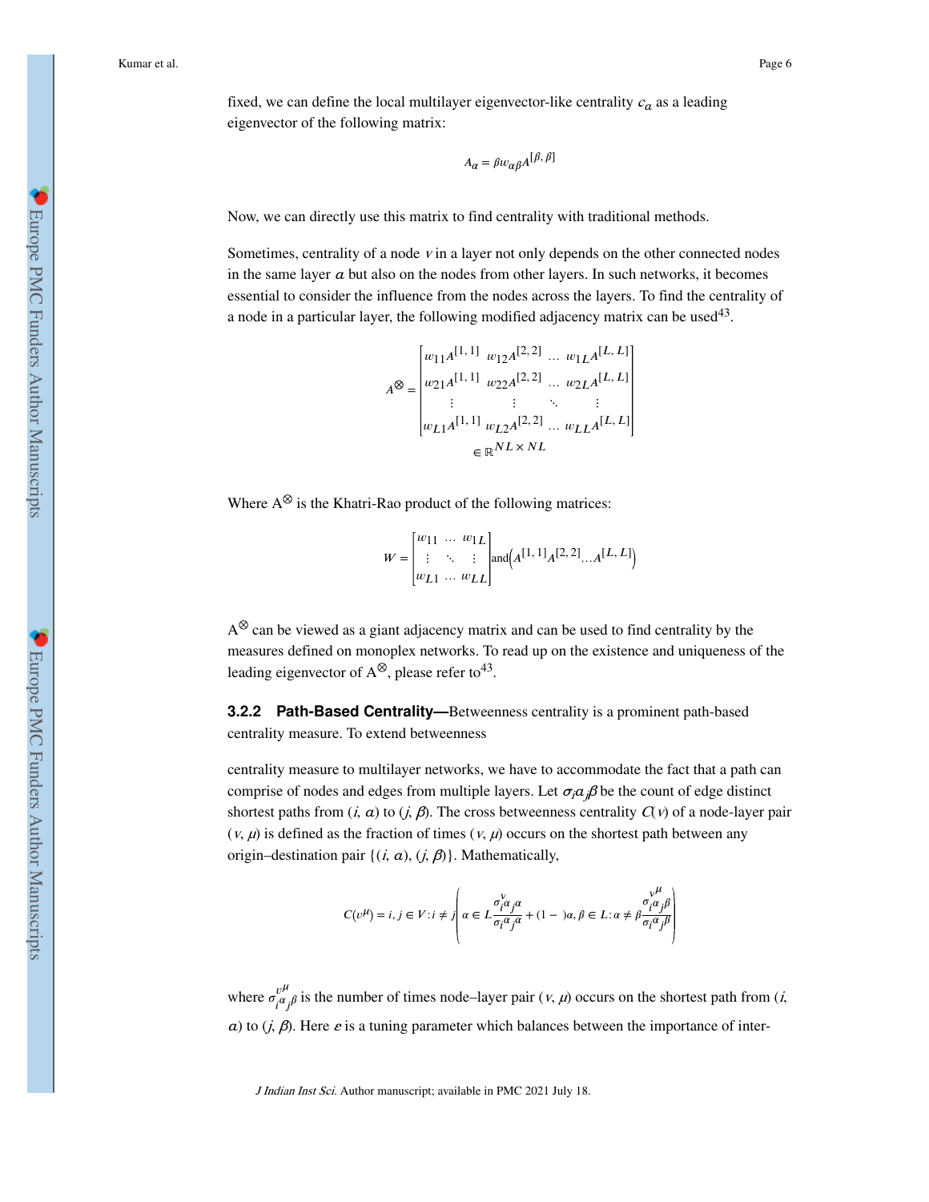fixed, we can define the local multilayer eigenvector-like centrality $c_\alpha$ as a leading eigenvector of the following matrix:

$$A_\alpha = \beta w_{\alpha\beta} A^{[\beta, \beta]}$$

Now, we can directly use this matrix to find centrality with traditional methods.

Sometimes, centrality of a node $v$ in a layer not only depends on the other connected nodes in the same layer $\alpha$ but also on the nodes from other layers. In such networks, it becomes essential to consider the influence from the nodes across the layers. To find the centrality of a node in a particular layer, the following modified adjacency matrix can be used[43].

$$A^{\otimes} = \begin{bmatrix} w_{11}A^{[1,1]} & w_{12}A^{[2,2]} & \dots & w_{1L}A^{[L,L]} \\ w_{21}A^{[1,1]} & w_{22}A^{[2,2]} & \dots & w_{2L}A^{[L,L]} \\ \vdots & \vdots & \ddots & \vdots \\ w_{L1}A^{[1,1]} & w_{L2}A^{[2,2]} & \dots & w_{LL}A^{[L,L]} \end{bmatrix} \in \mathbb{R}^{NL \times NL}$$

Where $A^{\otimes}$ is the Khatri-Rao product of the following matrices:

$$W = \begin{bmatrix} w_{11} & \dots & w_{1L} \\ \vdots & \ddots & \vdots \\ w_{L1} & \dots & w_{LL} \end{bmatrix} \text{and} \left(A^{[1,1]} A^{[2,2]} \dots A^{[L,L]}\right)$$

$A^{\otimes}$ can be viewed as a giant adjacency matrix and can be used to find centrality by the measures defined on monoplex networks. To read up on the existence and uniqueness of the leading eigenvector of $A^{\otimes}$, please refer to[43].

### 3.2.2 Path-Based Centrality—

Betweenness centrality is a prominent path-based centrality measure. To extend betweenness centrality measure to multilayer networks, we have to accommodate the fact that a path can comprise of nodes and edges from multiple layers. Let $\sigma_i \alpha_j \beta$ be the count of edge distinct shortest paths from $(i, \alpha)$ to $(j, \beta)$. The cross betweenness centrality $C(v)$ of a node-layer pair $(v, \mu)$ is defined as the fraction of times $(v, \mu)$ occurs on the shortest path between any origin–destination pair $\{(i, \alpha), (j, \beta)\}$. Mathematically,

$$C(v^\mu) = i, j \in V : i \neq j \left( \alpha \in L \frac{\sigma^{v}_{i^\alpha j^\alpha}}{\sigma_{i^\alpha j^\alpha}} + (1 - )\alpha, \beta \in L : \alpha \neq \beta \frac{\sigma^{v^\mu}_{i^\alpha j^\beta}}{\sigma_{i^\alpha j^\beta}} \right)$$

where $\sigma^{v^\mu}_{i^\alpha j^\beta}$ is the number of times node–layer pair $(v, \mu)$ occurs on the shortest path from $(i, \alpha)$ to $(j, \beta)$. Here $\varepsilon$ is a tuning parameter which balances between the importance of inter-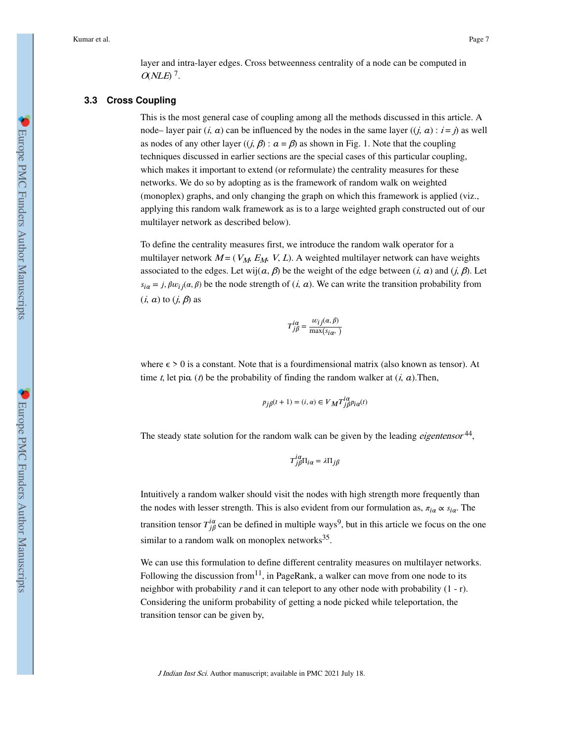layer and intra-layer edges. Cross betweenness centrality of a node can be computed in $O(NLE)$ [7].

### 3.3 Cross Coupling

This is the most general case of coupling among all the methods discussed in this article. A node– layer pair $(i, \alpha)$ can be influenced by the nodes in the same layer $((j, \alpha) : i = j)$ as well as nodes of any other layer $((j, \beta) : \alpha = \beta)$ as shown in Fig. 1. Note that the coupling techniques discussed in earlier sections are the special cases of this particular coupling, which makes it important to extend (or reformulate) the centrality measures for these networks. We do so by adopting as is the framework of random walk on weighted (monoplex) graphs, and only changing the graph on which this framework is applied (viz., applying this random walk framework as is to a large weighted graph constructed out of our multilayer network as described below).

To define the centrality measures first, we introduce the random walk operator for a multilayer network $M = (V_M, E_M, V, L)$. A weighted multilayer network can have weights associated to the edges. Let $w_{ij}(\alpha, \beta)$ be the weight of the edge between $(i, \alpha)$ and $(j, \beta)$. Let $s_{i\alpha} = {}_{j,\beta} w_{ij}(\alpha, \beta)$ be the node strength of $(i, \alpha)$. We can write the transition probability from $(i, \alpha)$ to $(j, \beta)$ as

$$T_{j\beta}^{i\alpha} = \frac{w_{ij}(\alpha, \beta)}{\max(s_{i\alpha}, \ )}$$

where $\epsilon > 0$ is a constant. Note that is a fourdimensional matrix (also known as tensor). At time $t$, let $p_{i\alpha}(t)$ be the probability of finding the random walker at $(i, \alpha)$.Then,

$$p_{j\beta}(t+1) = {}_{(i,\alpha) \in V_M} T_{j\beta}^{i\alpha} p_{i\alpha}(t)$$

The steady state solution for the random walk can be given by the leading *eigentensor* [44],

$$T_{j\beta}^{i\alpha} \Pi_{i\alpha} = \lambda \Pi_{j\beta}$$

Intuitively a random walker should visit the nodes with high strength more frequently than the nodes with lesser strength. This is also evident from our formulation as, $\pi_{i\alpha} \propto s_{i\alpha}$. The transition tensor $T_{j\beta}^{i\alpha}$ can be defined in multiple ways[9], but in this article we focus on the one similar to a random walk on monoplex networks[35].

We can use this formulation to define different centrality measures on multilayer networks. Following the discussion from[11], in PageRank, a walker can move from one node to its neighbor with probability $r$ and it can teleport to any other node with probability (1 - r). Considering the uniform probability of getting a node picked while teleportation, the transition tensor can be given by,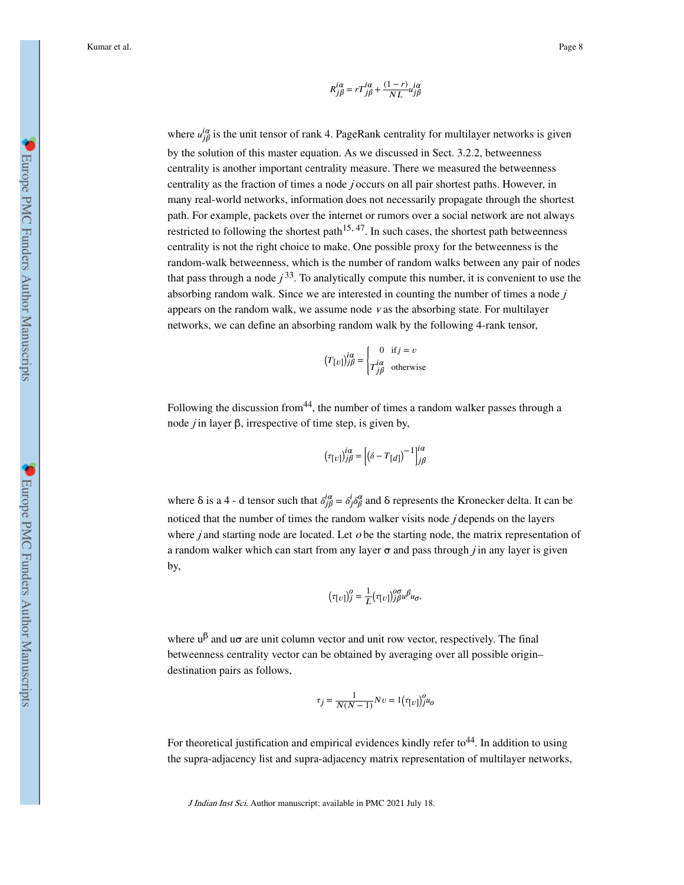$$R_{j\beta}^{i\alpha} = rT_{j\beta}^{i\alpha} + \frac{(1-r)}{NL}u_{j\beta}^{i\alpha}$$

where $u_{j\beta}^{i\alpha}$ is the unit tensor of rank 4. PageRank centrality for multilayer networks is given by the solution of this master equation. As we discussed in Sect. 3.2.2, betweenness centrality is another important centrality measure. There we measured the betweenness centrality as the fraction of times a node $j$ occurs on all pair shortest paths. However, in many real-world networks, information does not necessarily propagate through the shortest path. For example, packets over the internet or rumors over a social network are not always restricted to following the shortest path[15, 47]. In such cases, the shortest path betweenness centrality is not the right choice to make. One possible proxy for the betweenness is the random-walk betweenness, which is the number of random walks between any pair of nodes that pass through a node $j$[33]. To analytically compute this number, it is convenient to use the absorbing random walk. Since we are interested in counting the number of times a node $j$ appears on the random walk, we assume node $v$ as the absorbing state. For multilayer networks, we can define an absorbing random walk by the following 4-rank tensor,

$$\left(T_{[v]}\right)_{j\beta}^{i\alpha} = \begin{cases} 0 & \text{if } j = v \\ T_{j\beta}^{i\alpha} & \text{otherwise} \end{cases}$$

Following the discussion from[44], the number of times a random walker passes through a node $j$ in layer β, irrespective of time step, is given by,

$$\left(\tau_{[v]}\right)_{j\beta}^{i\alpha} = \left[\left(\delta - T_{[d]}\right)^{-1}\right]_{j\beta}^{i\alpha}$$

where δ is a 4 - d tensor such that $\delta_{j\beta}^{i\alpha} = \delta_j^i \delta_\beta^\alpha$ and δ represents the Kronecker delta. It can be noticed that the number of times the random walker visits node $j$ depends on the layers where $j$ and starting node are located. Let $o$ be the starting node, the matrix representation of a random walker which can start from any layer σ and pass through $j$ in any layer is given by,

$$\left(\tau_{[v]}\right)_j^o = \frac{1}{L}\left(\tau_{[v]}\right)_{j\beta}^{o\sigma} u^\beta u_\sigma,$$

where $u^\beta$ and $u_\sigma$ are unit column vector and unit row vector, respectively. The final betweenness centrality vector can be obtained by averaging over all possible origin–destination pairs as follows,

$$\tau_j = \frac{1}{N(N-1)} Nv = 1\left(\tau_{[v]}\right)_j^o u_o$$

For theoretical justification and empirical evidences kindly refer to[44]. In addition to using the supra-adjacency list and supra-adjacency matrix representation of multilayer networks,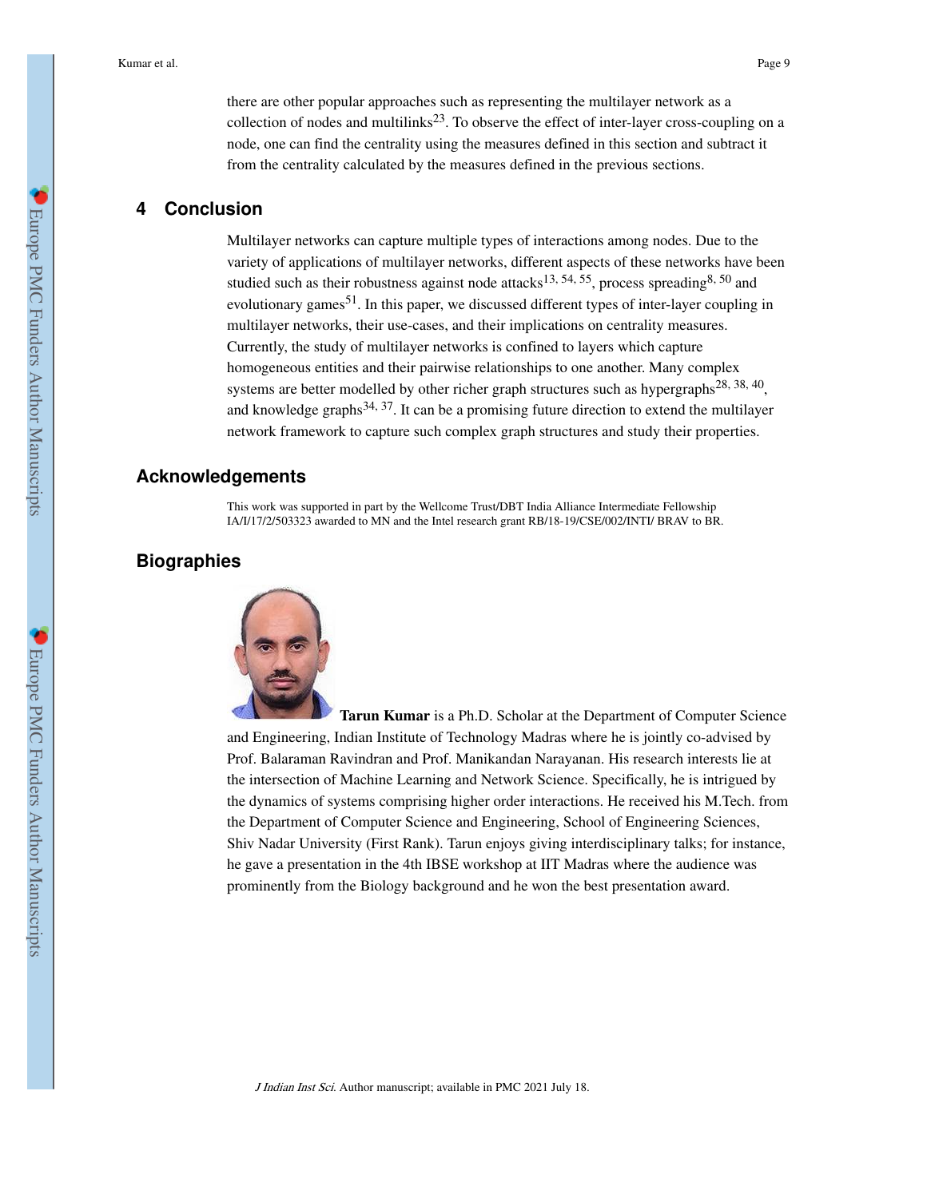there are other popular approaches such as representing the multilayer network as a collection of nodes and multilinks[23]. To observe the effect of inter-layer cross-coupling on a node, one can find the centrality using the measures defined in this section and subtract it from the centrality calculated by the measures defined in the previous sections.

## 4 Conclusion

Multilayer networks can capture multiple types of interactions among nodes. Due to the variety of applications of multilayer networks, different aspects of these networks have been studied such as their robustness against node attacks[13, 54, 55], process spreading[8, 50] and evolutionary games[51]. In this paper, we discussed different types of inter-layer coupling in multilayer networks, their use-cases, and their implications on centrality measures. Currently, the study of multilayer networks is confined to layers which capture homogeneous entities and their pairwise relationships to one another. Many complex systems are better modelled by other richer graph structures such as hypergraphs[28, 38, 40], and knowledge graphs[34, 37]. It can be a promising future direction to extend the multilayer network framework to capture such complex graph structures and study their properties.

## Acknowledgements

This work was supported in part by the Wellcome Trust/DBT India Alliance Intermediate Fellowship IA/I/17/2/503323 awarded to MN and the Intel research grant RB/18-19/CSE/002/INTI/ BRAV to BR.

## Biographies

**Tarun Kumar** is a Ph.D. Scholar at the Department of Computer Science and Engineering, Indian Institute of Technology Madras where he is jointly co-advised by Prof. Balaraman Ravindran and Prof. Manikandan Narayanan. His research interests lie at the intersection of Machine Learning and Network Science. Specifically, he is intrigued by the dynamics of systems comprising higher order interactions. He received his M.Tech. from the Department of Computer Science and Engineering, School of Engineering Sciences, Shiv Nadar University (First Rank). Tarun enjoys giving interdisciplinary talks; for instance, he gave a presentation in the 4th IBSE workshop at IIT Madras where the audience was prominently from the Biology background and he won the best presentation award.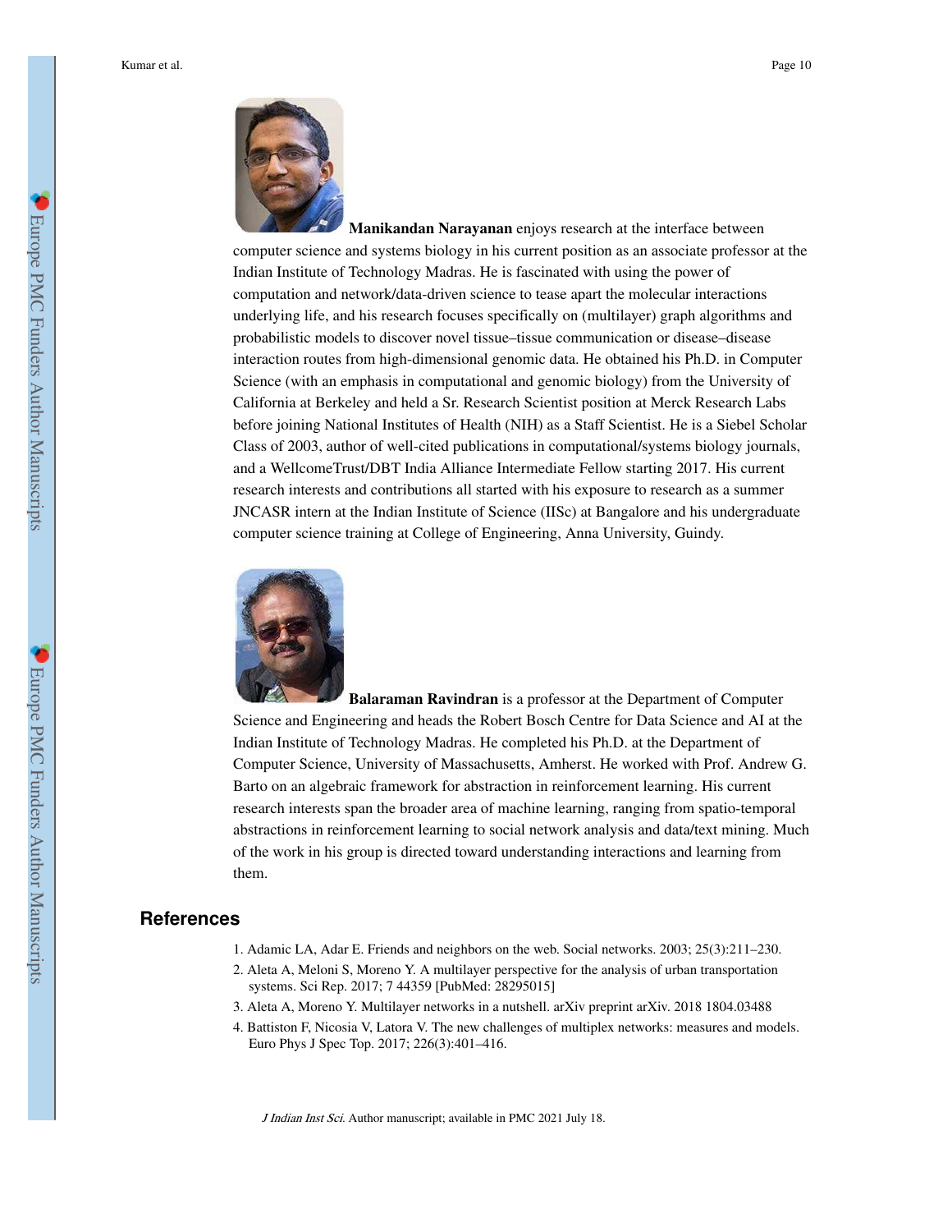**Manikandan Narayanan** enjoys research at the interface between computer science and systems biology in his current position as an associate professor at the Indian Institute of Technology Madras. He is fascinated with using the power of computation and network/data-driven science to tease apart the molecular interactions underlying life, and his research focuses specifically on (multilayer) graph algorithms and probabilistic models to discover novel tissue–tissue communication or disease–disease interaction routes from high-dimensional genomic data. He obtained his Ph.D. in Computer Science (with an emphasis in computational and genomic biology) from the University of California at Berkeley and held a Sr. Research Scientist position at Merck Research Labs before joining National Institutes of Health (NIH) as a Staff Scientist. He is a Siebel Scholar Class of 2003, author of well-cited publications in computational/systems biology journals, and a WellcomeTrust/DBT India Alliance Intermediate Fellow starting 2017. His current research interests and contributions all started with his exposure to research as a summer JNCASR intern at the Indian Institute of Science (IISc) at Bangalore and his undergraduate computer science training at College of Engineering, Anna University, Guindy.

**Balaraman Ravindran** is a professor at the Department of Computer Science and Engineering and heads the Robert Bosch Centre for Data Science and AI at the Indian Institute of Technology Madras. He completed his Ph.D. at the Department of Computer Science, University of Massachusetts, Amherst. He worked with Prof. Andrew G. Barto on an algebraic framework for abstraction in reinforcement learning. His current research interests span the broader area of machine learning, ranging from spatio-temporal abstractions in reinforcement learning to social network analysis and data/text mining. Much of the work in his group is directed toward understanding interactions and learning from them.

## References

1. Adamic LA, Adar E. Friends and neighbors on the web. Social networks. 2003; 25(3):211–230.
2. Aleta A, Meloni S, Moreno Y. A multilayer perspective for the analysis of urban transportation systems. Sci Rep. 2017; 7 44359 [PubMed: 28295015]
3. Aleta A, Moreno Y. Multilayer networks in a nutshell. arXiv preprint arXiv. 2018 1804.03488
4. Battiston F, Nicosia V, Latora V. The new challenges of multiplex networks: measures and models. Euro Phys J Spec Top. 2017; 226(3):401–416.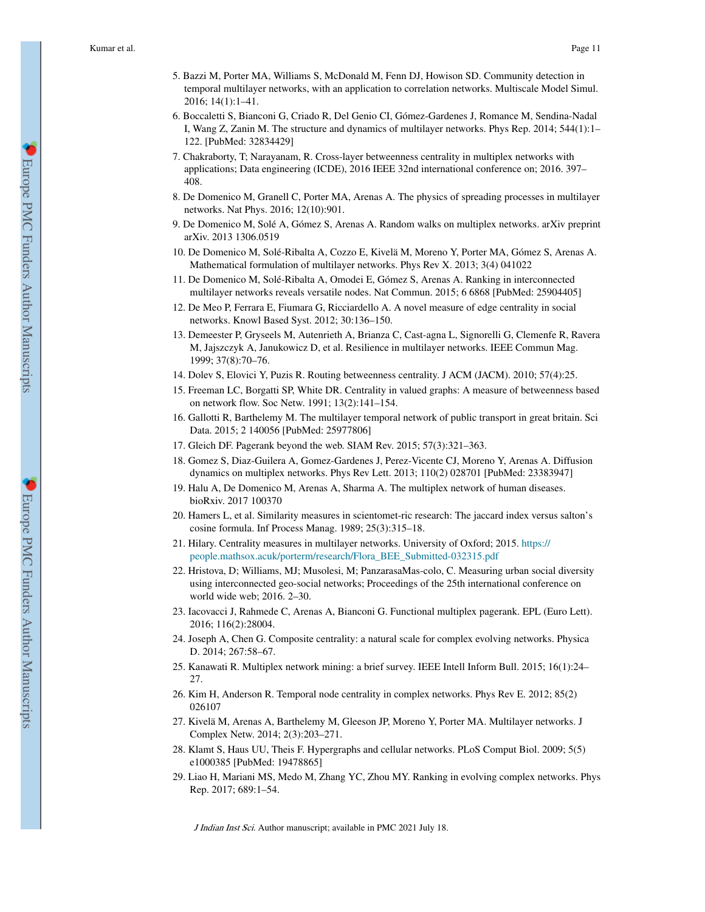5. Bazzi M, Porter MA, Williams S, McDonald M, Fenn DJ, Howison SD. Community detection in temporal multilayer networks, with an application to correlation networks. Multiscale Model Simul. 2016; 14(1):1–41.
6. Boccaletti S, Bianconi G, Criado R, Del Genio CI, Gómez-Gardenes J, Romance M, Sendina-Nadal I, Wang Z, Zanin M. The structure and dynamics of multilayer networks. Phys Rep. 2014; 544(1):1–122. [PubMed: 32834429]
7. Chakraborty, T; Narayanam, R. Cross-layer betweenness centrality in multiplex networks with applications; Data engineering (ICDE), 2016 IEEE 32nd international conference on; 2016. 397–408.
8. De Domenico M, Granell C, Porter MA, Arenas A. The physics of spreading processes in multilayer networks. Nat Phys. 2016; 12(10):901.
9. De Domenico M, Solé A, Gómez S, Arenas A. Random walks on multiplex networks. arXiv preprint arXiv. 2013 1306.0519
10. De Domenico M, Solé-Ribalta A, Cozzo E, Kivelä M, Moreno Y, Porter MA, Gómez S, Arenas A. Mathematical formulation of multilayer networks. Phys Rev X. 2013; 3(4) 041022
11. De Domenico M, Solé-Ribalta A, Omodei E, Gómez S, Arenas A. Ranking in interconnected multilayer networks reveals versatile nodes. Nat Commun. 2015; 6 6868 [PubMed: 25904405]
12. De Meo P, Ferrara E, Fiumara G, Ricciardello A. A novel measure of edge centrality in social networks. Knowl Based Syst. 2012; 30:136–150.
13. Demeester P, Gryseels M, Autenrieth A, Brianza C, Cast-agna L, Signorelli G, Clemenfe R, Ravera M, Jajszczyk A, Janukowicz D, et al. Resilience in multilayer networks. IEEE Commun Mag. 1999; 37(8):70–76.
14. Dolev S, Elovici Y, Puzis R. Routing betweenness centrality. J ACM (JACM). 2010; 57(4):25.
15. Freeman LC, Borgatti SP, White DR. Centrality in valued graphs: A measure of betweenness based on network flow. Soc Netw. 1991; 13(2):141–154.
16. Gallotti R, Barthelemy M. The multilayer temporal network of public transport in great britain. Sci Data. 2015; 2 140056 [PubMed: 25977806]
17. Gleich DF. Pagerank beyond the web. SIAM Rev. 2015; 57(3):321–363.
18. Gomez S, Diaz-Guilera A, Gomez-Gardenes J, Perez-Vicente CJ, Moreno Y, Arenas A. Diffusion dynamics on multiplex networks. Phys Rev Lett. 2013; 110(2) 028701 [PubMed: 23383947]
19. Halu A, De Domenico M, Arenas A, Sharma A. The multiplex network of human diseases. bioRxiv. 2017 100370
20. Hamers L, et al. Similarity measures in scientomet-ric research: The jaccard index versus salton's cosine formula. Inf Process Manag. 1989; 25(3):315–18.
21. Hilary. Centrality measures in multilayer networks. University of Oxford; 2015. https://people.mathsox.acuk/porterm/research/Flora_BEE_Submitted-032315.pdf
22. Hristova, D; Williams, MJ; Musolesi, M; PanzarasaMas-colo, C. Measuring urban social diversity using interconnected geo-social networks; Proceedings of the 25th international conference on world wide web; 2016. 2–30.
23. Iacovacci J, Rahmede C, Arenas A, Bianconi G. Functional multiplex pagerank. EPL (Euro Lett). 2016; 116(2):28004.
24. Joseph A, Chen G. Composite centrality: a natural scale for complex evolving networks. Physica D. 2014; 267:58–67.
25. Kanawati R. Multiplex network mining: a brief survey. IEEE Intell Inform Bull. 2015; 16(1):24–27.
26. Kim H, Anderson R. Temporal node centrality in complex networks. Phys Rev E. 2012; 85(2) 026107
27. Kivelä M, Arenas A, Barthelemy M, Gleeson JP, Moreno Y, Porter MA. Multilayer networks. J Complex Netw. 2014; 2(3):203–271.
28. Klamt S, Haus UU, Theis F. Hypergraphs and cellular networks. PLoS Comput Biol. 2009; 5(5) e1000385 [PubMed: 19478865]
29. Liao H, Mariani MS, Medo M, Zhang YC, Zhou MY. Ranking in evolving complex networks. Phys Rep. 2017; 689:1–54.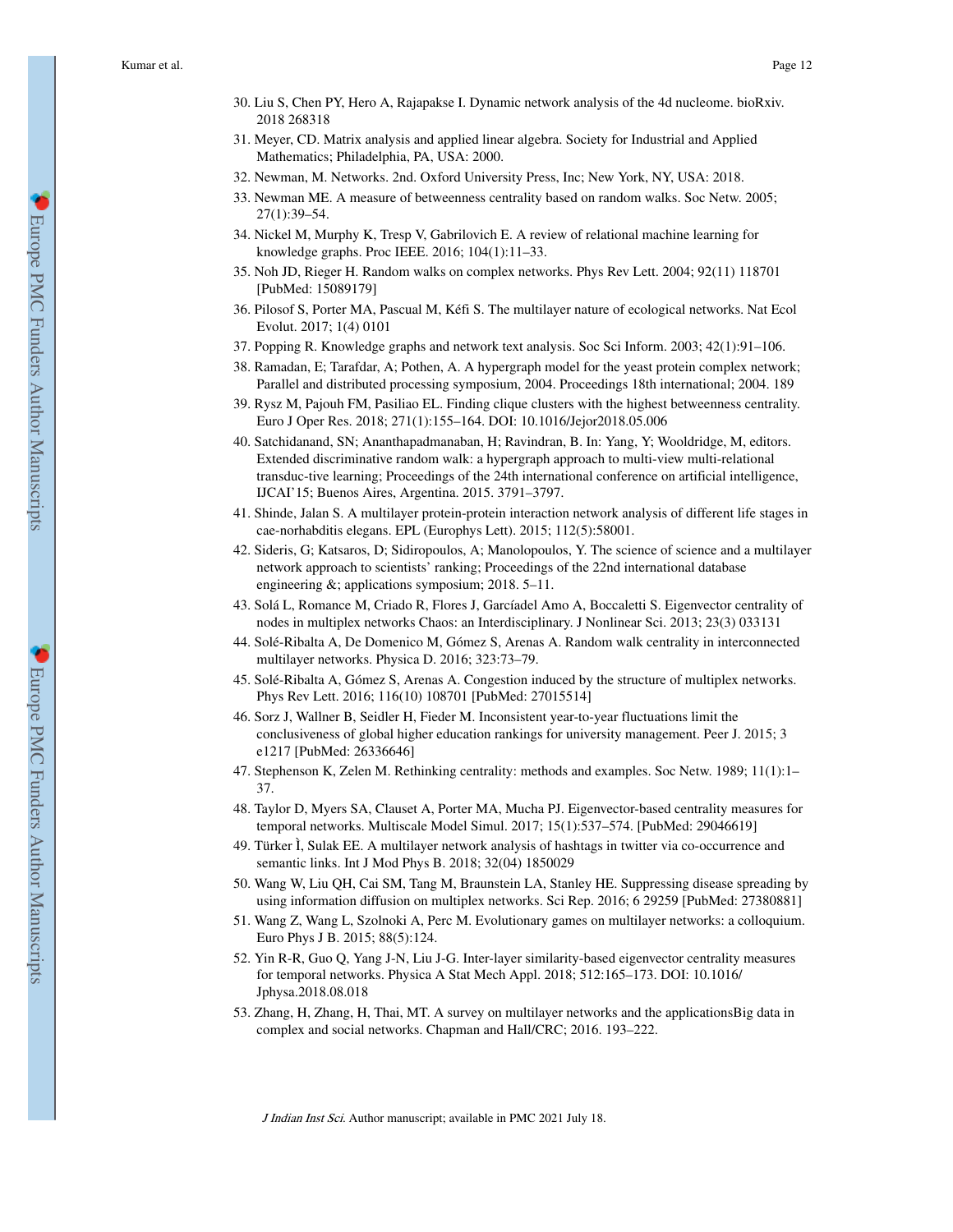30. Liu S, Chen PY, Hero A, Rajapakse I. Dynamic network analysis of the 4d nucleome. bioRxiv. 2018 268318
31. Meyer, CD. Matrix analysis and applied linear algebra. Society for Industrial and Applied Mathematics; Philadelphia, PA, USA: 2000.
32. Newman, M. Networks. 2nd. Oxford University Press, Inc; New York, NY, USA: 2018.
33. Newman ME. A measure of betweenness centrality based on random walks. Soc Netw. 2005; 27(1):39–54.
34. Nickel M, Murphy K, Tresp V, Gabrilovich E. A review of relational machine learning for knowledge graphs. Proc IEEE. 2016; 104(1):11–33.
35. Noh JD, Rieger H. Random walks on complex networks. Phys Rev Lett. 2004; 92(11) 118701 [PubMed: 15089179]
36. Pilosof S, Porter MA, Pascual M, Kéfi S. The multilayer nature of ecological networks. Nat Ecol Evolut. 2017; 1(4) 0101
37. Popping R. Knowledge graphs and network text analysis. Soc Sci Inform. 2003; 42(1):91–106.
38. Ramadan, E; Tarafdar, A; Pothen, A. A hypergraph model for the yeast protein complex network; Parallel and distributed processing symposium, 2004. Proceedings 18th international; 2004. 189
39. Rysz M, Pajouh FM, Pasiliao EL. Finding clique clusters with the highest betweenness centrality. Euro J Oper Res. 2018; 271(1):155–164. DOI: 10.1016/Jejor2018.05.006
40. Satchidanand, SN; Ananthapadmanaban, H; Ravindran, B. In: Yang, Y; Wooldridge, M, editors. Extended discriminative random walk: a hypergraph approach to multi-view multi-relational transduc-tive learning; Proceedings of the 24th international conference on artificial intelligence, IJCAI'15; Buenos Aires, Argentina. 2015. 3791–3797.
41. Shinde, Jalan S. A multilayer protein-protein interaction network analysis of different life stages in cae-norhabditis elegans. EPL (Europhys Lett). 2015; 112(5):58001.
42. Sideris, G; Katsaros, D; Sidiropoulos, A; Manolopoulos, Y. The science of science and a multilayer network approach to scientists' ranking; Proceedings of the 22nd international database engineering &; applications symposium; 2018. 5–11.
43. Solá L, Romance M, Criado R, Flores J, Garcíadel Amo A, Boccaletti S. Eigenvector centrality of nodes in multiplex networks Chaos: an Interdisciplinary. J Nonlinear Sci. 2013; 23(3) 033131
44. Solé-Ribalta A, De Domenico M, Gómez S, Arenas A. Random walk centrality in interconnected multilayer networks. Physica D. 2016; 323:73–79.
45. Solé-Ribalta A, Gómez S, Arenas A. Congestion induced by the structure of multiplex networks. Phys Rev Lett. 2016; 116(10) 108701 [PubMed: 27015514]
46. Sorz J, Wallner B, Seidler H, Fieder M. Inconsistent year-to-year fluctuations limit the conclusiveness of global higher education rankings for university management. Peer J. 2015; 3 e1217 [PubMed: 26336646]
47. Stephenson K, Zelen M. Rethinking centrality: methods and examples. Soc Netw. 1989; 11(1):1–37.
48. Taylor D, Myers SA, Clauset A, Porter MA, Mucha PJ. Eigenvector-based centrality measures for temporal networks. Multiscale Model Simul. 2017; 15(1):537–574. [PubMed: 29046619]
49. Türker Ì, Sulak EE. A multilayer network analysis of hashtags in twitter via co-occurrence and semantic links. Int J Mod Phys B. 2018; 32(04) 1850029
50. Wang W, Liu QH, Cai SM, Tang M, Braunstein LA, Stanley HE. Suppressing disease spreading by using information diffusion on multiplex networks. Sci Rep. 2016; 6 29259 [PubMed: 27380881]
51. Wang Z, Wang L, Szolnoki A, Perc M. Evolutionary games on multilayer networks: a colloquium. Euro Phys J B. 2015; 88(5):124.
52. Yin R-R, Guo Q, Yang J-N, Liu J-G. Inter-layer similarity-based eigenvector centrality measures for temporal networks. Physica A Stat Mech Appl. 2018; 512:165–173. DOI: 10.1016/Jphysa.2018.08.018
53. Zhang, H, Zhang, H, Thai, MT. A survey on multilayer networks and the applicationsBig data in complex and social networks. Chapman and Hall/CRC; 2016. 193–222.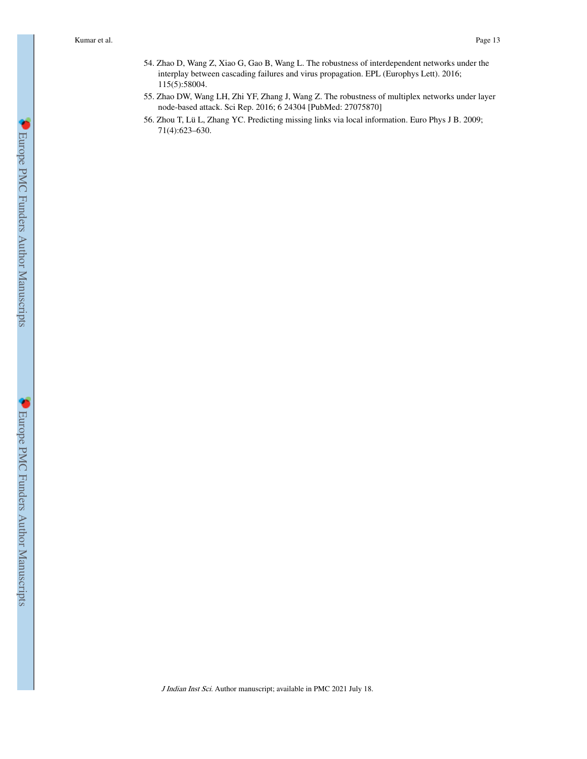54. Zhao D, Wang Z, Xiao G, Gao B, Wang L. The robustness of interdependent networks under the interplay between cascading failures and virus propagation. EPL (Europhys Lett). 2016; 115(5):58004.
55. Zhao DW, Wang LH, Zhi YF, Zhang J, Wang Z. The robustness of multiplex networks under layer node-based attack. Sci Rep. 2016; 6 24304 [PubMed: 27075870]
56. Zhou T, Lü L, Zhang YC. Predicting missing links via local information. Euro Phys J B. 2009; 71(4):623–630.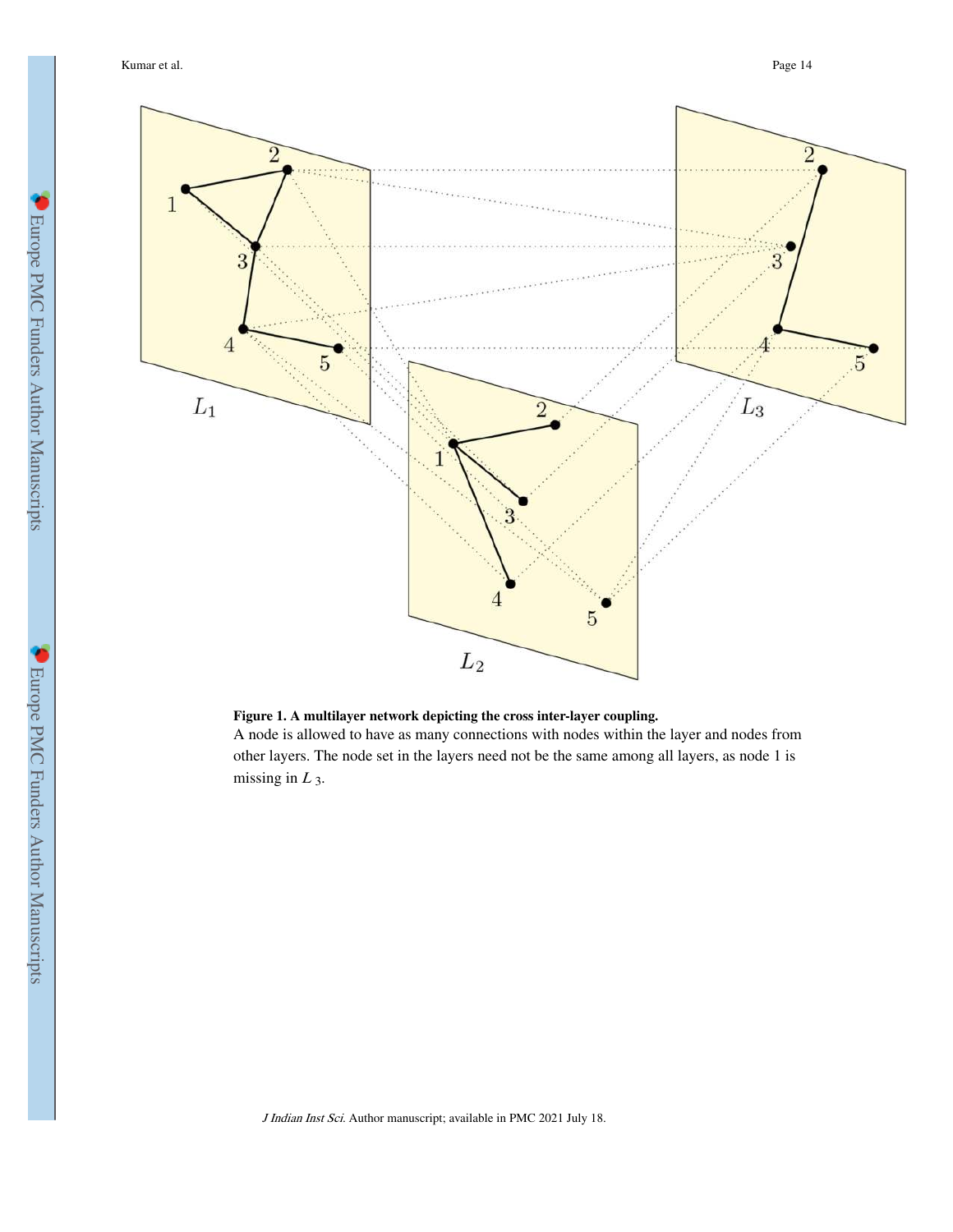**Figure 1. A multilayer network depicting the cross inter-layer coupling.**

A node is allowed to have as many connections with nodes within the layer and nodes from other layers. The node set in the layers need not be the same among all layers, as node 1 is missing in $L_3$.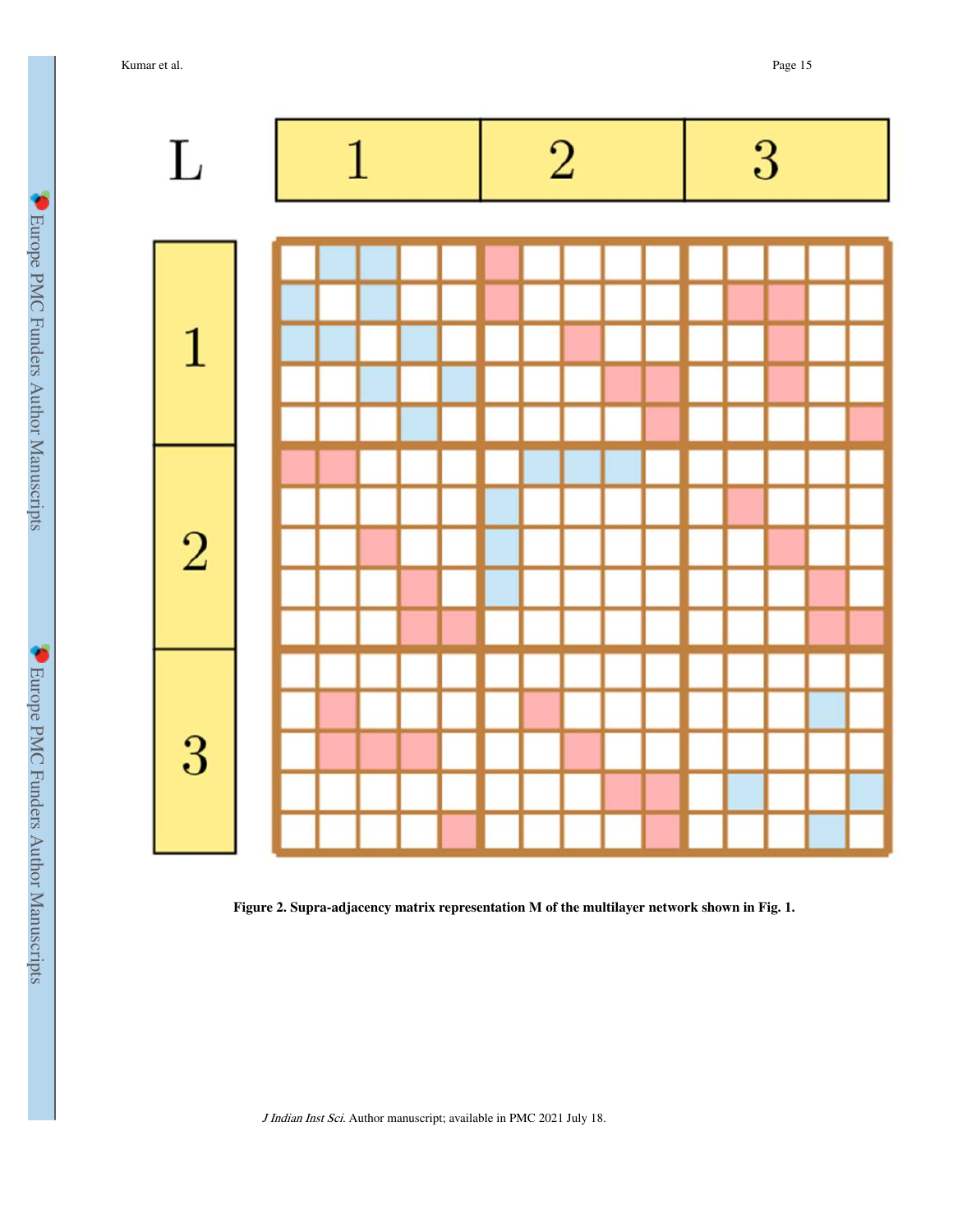**Figure 2. Supra-adjacency matrix representation M of the multilayer network shown in Fig. 1.**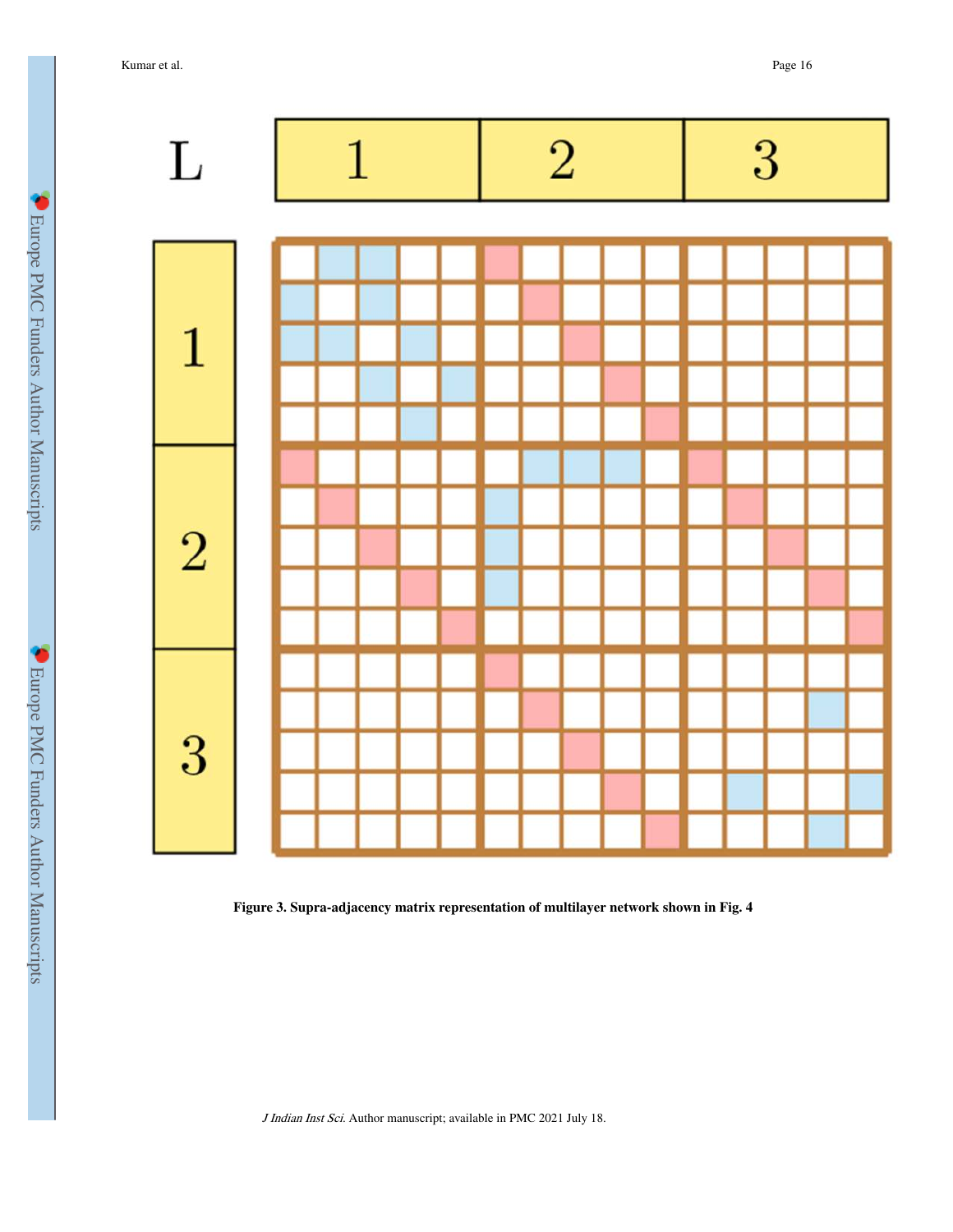Figure 3. Supra-adjacency matrix representation of multilayer network shown in Fig. 4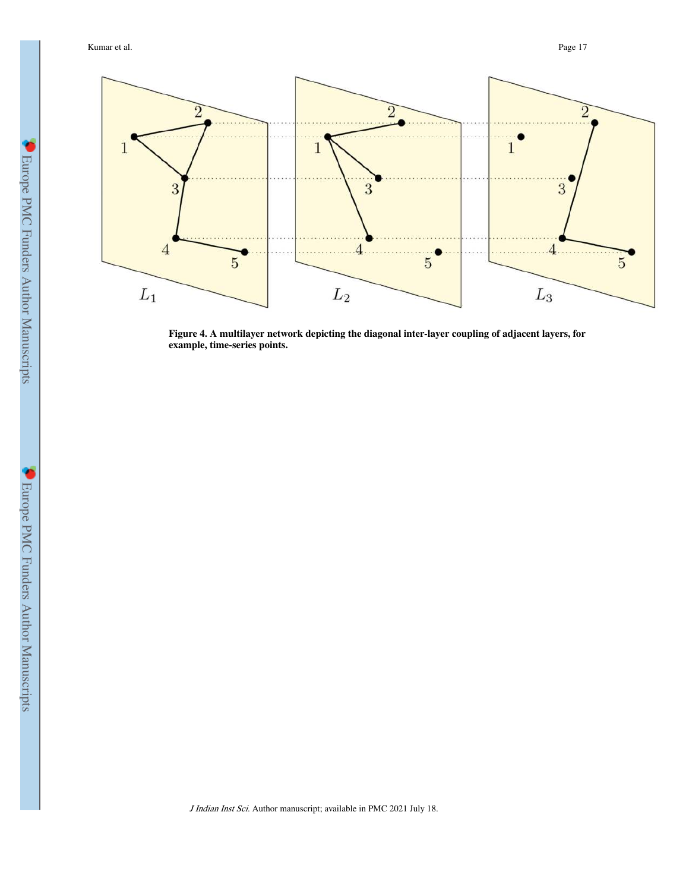**Figure 4. A multilayer network depicting the diagonal inter-layer coupling of adjacent layers, for example, time-series points.**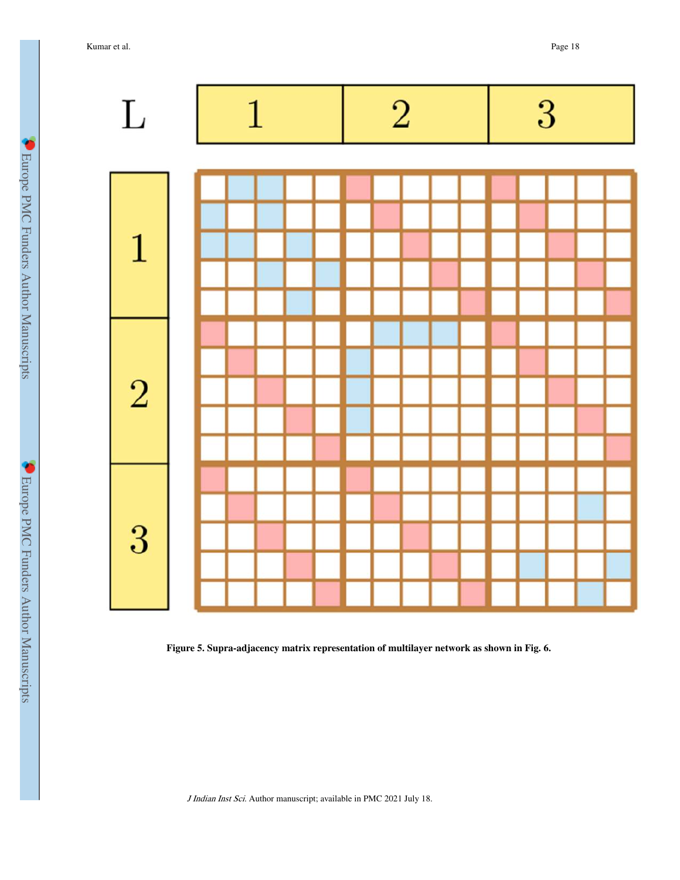**Figure 5. Supra-adjacency matrix representation of multilayer network as shown in Fig. 6.**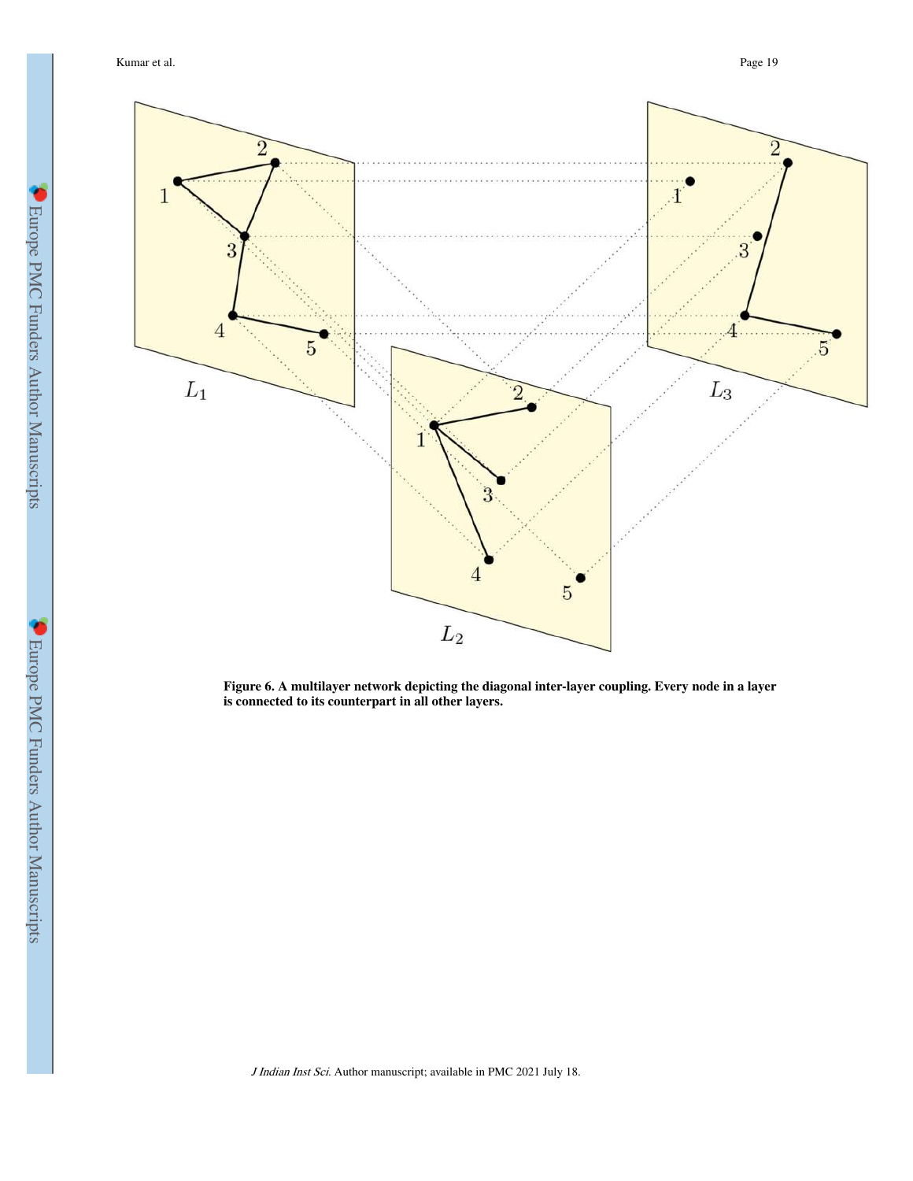**Figure 6. A multilayer network depicting the diagonal inter-layer coupling. Every node in a layer is connected to its counterpart in all other layers.**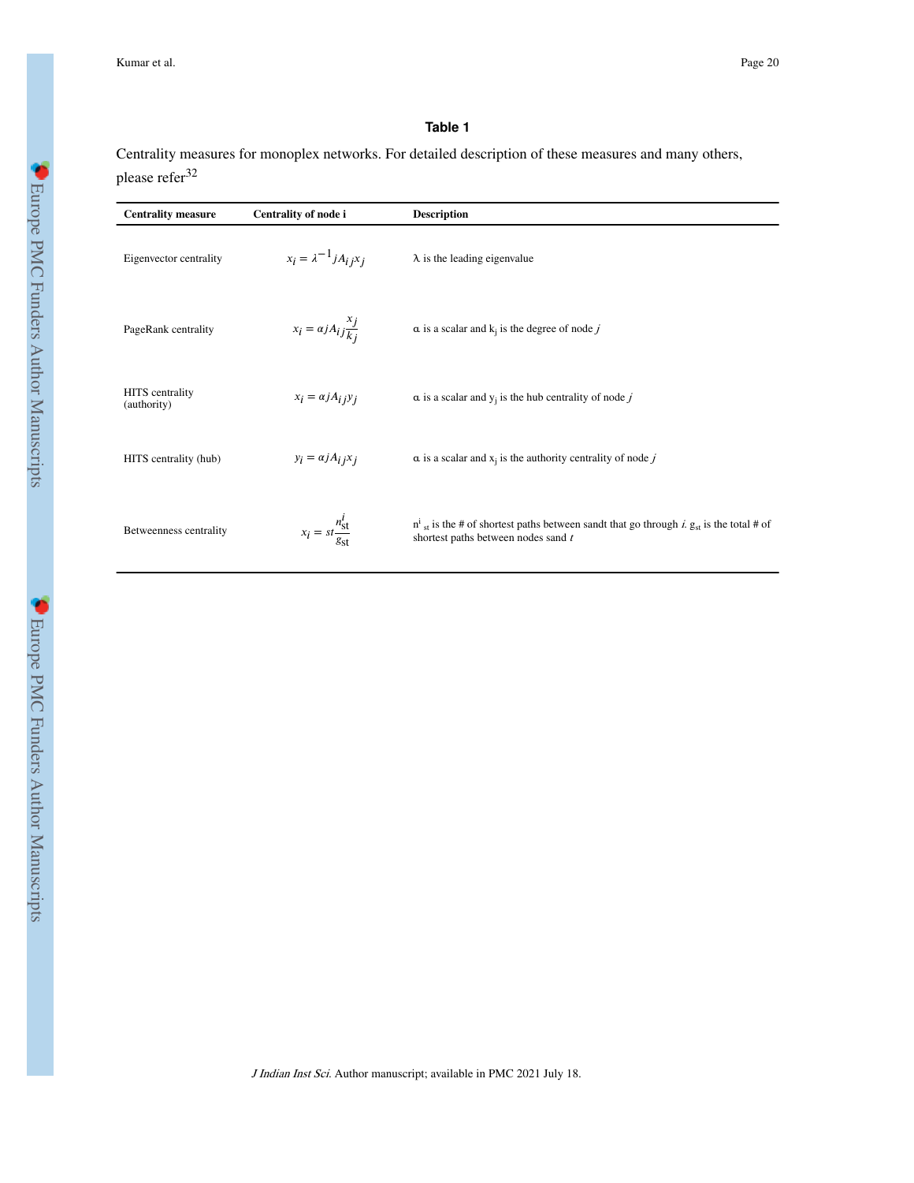**Table 1**

Centrality measures for monoplex networks. For detailed description of these measures and many others, please refer[32]

| Centrality measure | Centrality of node i | Description |
|---|---|---|
| Eigenvector centrality | $x_i = \lambda^{-1} j A_{ij} x_j$ | λ is the leading eigenvalue |
| PageRank centrality | $x_i = \alpha j A_{ij} \frac{x_j}{k_j}$ | α is a scalar and $k_j$ is the degree of node *j* |
| HITS centrality (authority) | $x_i = \alpha j A_{ij} y_j$ | α is a scalar and $y_j$ is the hub centrality of node *j* |
| HITS centrality (hub) | $y_i = \alpha j A_{ij} x_j$ | α is a scalar and $x_j$ is the authority centrality of node *j* |
| Betweenness centrality | $x_i = st \frac{n_{st}^{i}}{g_{st}}$ | $n^{i}_{st}$ is the # of shortest paths between sandt that go through *i*. $g_{st}$ is the total # of shortest paths between nodes sand *t* |